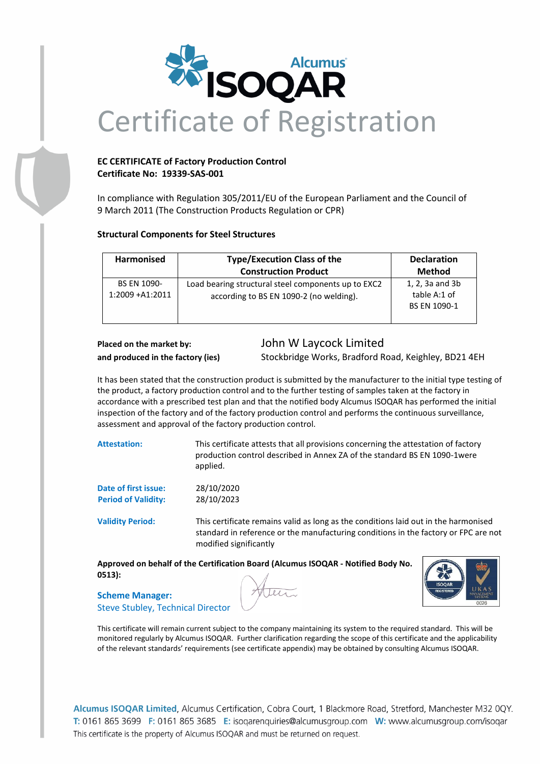# Certificate of Registration

**EC CERTIFICATE of Factory Production Control**
**Certificate No: 19339-SAS-001**

In compliance with Regulation 305/2011/EU of the European Parliament and the Council of 9 March 2011 (The Construction Products Regulation or CPR)

**Structural Components for Steel Structures**

| Harmonised | Type/Execution Class of the Construction Product | Declaration Method |
|---|---|---|
| BS EN 1090-1:2009 +A1:2011 | Load bearing structural steel components up to EXC2 according to BS EN 1090-2 (no welding). | 1, 2, 3a and 3b table A:1 of BS EN 1090-1 |

**Placed on the market by:** John W Laycock Limited
**and produced in the factory (ies)** Stockbridge Works, Bradford Road, Keighley, BD21 4EH

It has been stated that the construction product is submitted by the manufacturer to the initial type testing of the product, a factory production control and to the further testing of samples taken at the factory in accordance with a prescribed test plan and that the notified body Alcumus ISOQAR has performed the initial inspection of the factory and of the factory production control and performs the continuous surveillance, assessment and approval of the factory production control.

**Attestation:** This certificate attests that all provisions concerning the attestation of factory production control described in Annex ZA of the standard BS EN 1090-1were applied.

**Date of first issue:** 28/10/2020
**Period of Validity:** 28/10/2023

**Validity Period:** This certificate remains valid as long as the conditions laid out in the harmonised standard in reference or the manufacturing conditions in the factory or FPC are not modified significantly

**Approved on behalf of the Certification Board (Alcumus ISOQAR - Notified Body No. 0513):**

**Scheme Manager:**
Steve Stubley, Technical Director

This certificate will remain current subject to the company maintaining its system to the required standard. This will be monitored regularly by Alcumus ISOQAR. Further clarification regarding the scope of this certificate and the applicability of the relevant standards' requirements (see certificate appendix) may be obtained by consulting Alcumus ISOQAR.

**Alcumus ISOQAR Limited**, Alcumus Certification, Cobra Court, 1 Blackmore Road, Stretford, Manchester M32 0QY.
T: 0161 865 3699 F: 0161 865 3685 E: isoqarenquiries@alcumusgroup.com W: www.alcumusgroup.com/isoqar
This certificate is the property of Alcumus ISOQAR and must be returned on request.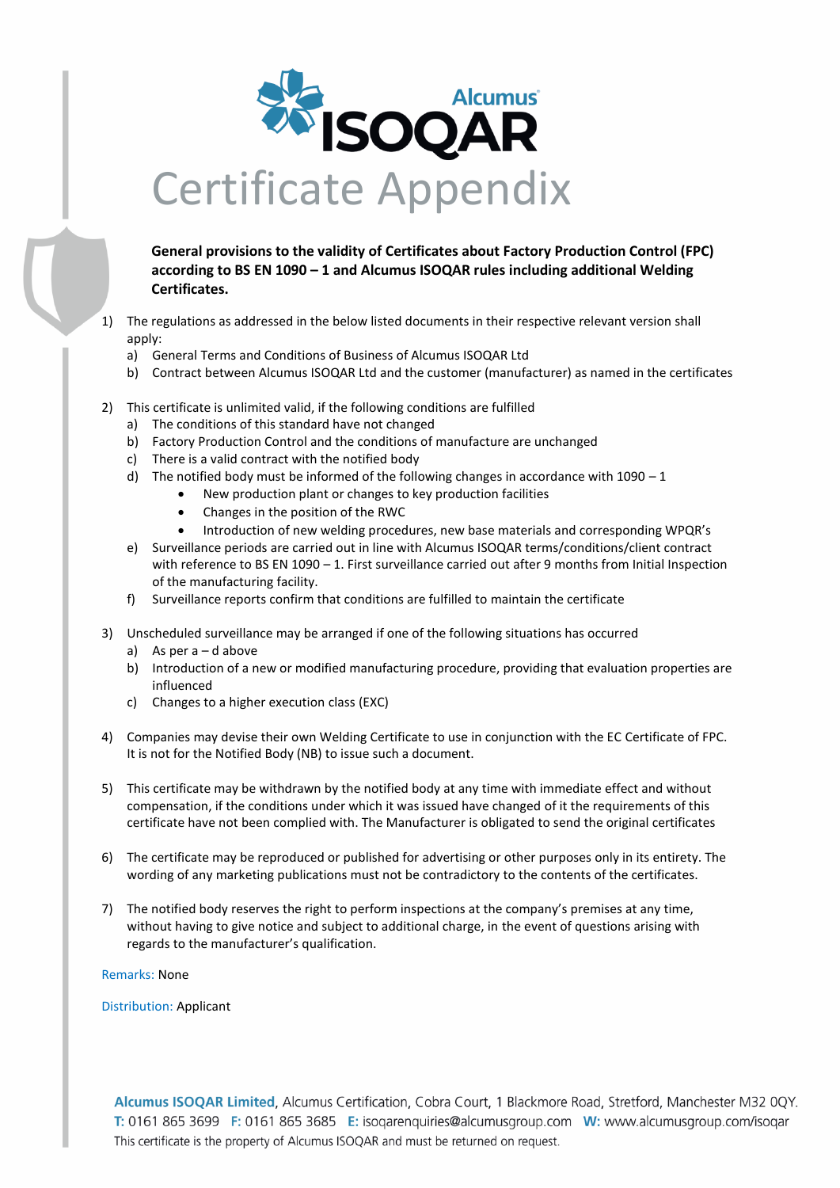# Certificate Appendix

**General provisions to the validity of Certificates about Factory Production Control (FPC) according to BS EN 1090 – 1 and Alcumus ISOQAR rules including additional Welding Certificates.**

1) The regulations as addressed in the below listed documents in their respective relevant version shall apply:
   a) General Terms and Conditions of Business of Alcumus ISOQAR Ltd
   b) Contract between Alcumus ISOQAR Ltd and the customer (manufacturer) as named in the certificates

2) This certificate is unlimited valid, if the following conditions are fulfilled
   a) The conditions of this standard have not changed
   b) Factory Production Control and the conditions of manufacture are unchanged
   c) There is a valid contract with the notified body
   d) The notified body must be informed of the following changes in accordance with 1090 – 1
      - New production plant or changes to key production facilities
      - Changes in the position of the RWC
      - Introduction of new welding procedures, new base materials and corresponding WPQR's
   e) Surveillance periods are carried out in line with Alcumus ISOQAR terms/conditions/client contract with reference to BS EN 1090 – 1. First surveillance carried out after 9 months from Initial Inspection of the manufacturing facility.
   f) Surveillance reports confirm that conditions are fulfilled to maintain the certificate

3) Unscheduled surveillance may be arranged if one of the following situations has occurred
   a) As per a – d above
   b) Introduction of a new or modified manufacturing procedure, providing that evaluation properties are influenced
   c) Changes to a higher execution class (EXC)

4) Companies may devise their own Welding Certificate to use in conjunction with the EC Certificate of FPC. It is not for the Notified Body (NB) to issue such a document.

5) This certificate may be withdrawn by the notified body at any time with immediate effect and without compensation, if the conditions under which it was issued have changed of it the requirements of this certificate have not been complied with. The Manufacturer is obligated to send the original certificates

6) The certificate may be reproduced or published for advertising or other purposes only in its entirety. The wording of any marketing publications must not be contradictory to the contents of the certificates.

7) The notified body reserves the right to perform inspections at the company's premises at any time, without having to give notice and subject to additional charge, in the event of questions arising with regards to the manufacturer's qualification.

Remarks: None

Distribution: Applicant

**Alcumus ISOQAR Limited**, Alcumus Certification, Cobra Court, 1 Blackmore Road, Stretford, Manchester M32 0QY.
T: 0161 865 3699 F: 0161 865 3685 E: isoqarenquiries@alcumusgroup.com W: www.alcumusgroup.com/isoqar
This certificate is the property of Alcumus ISOQAR and must be returned on request.